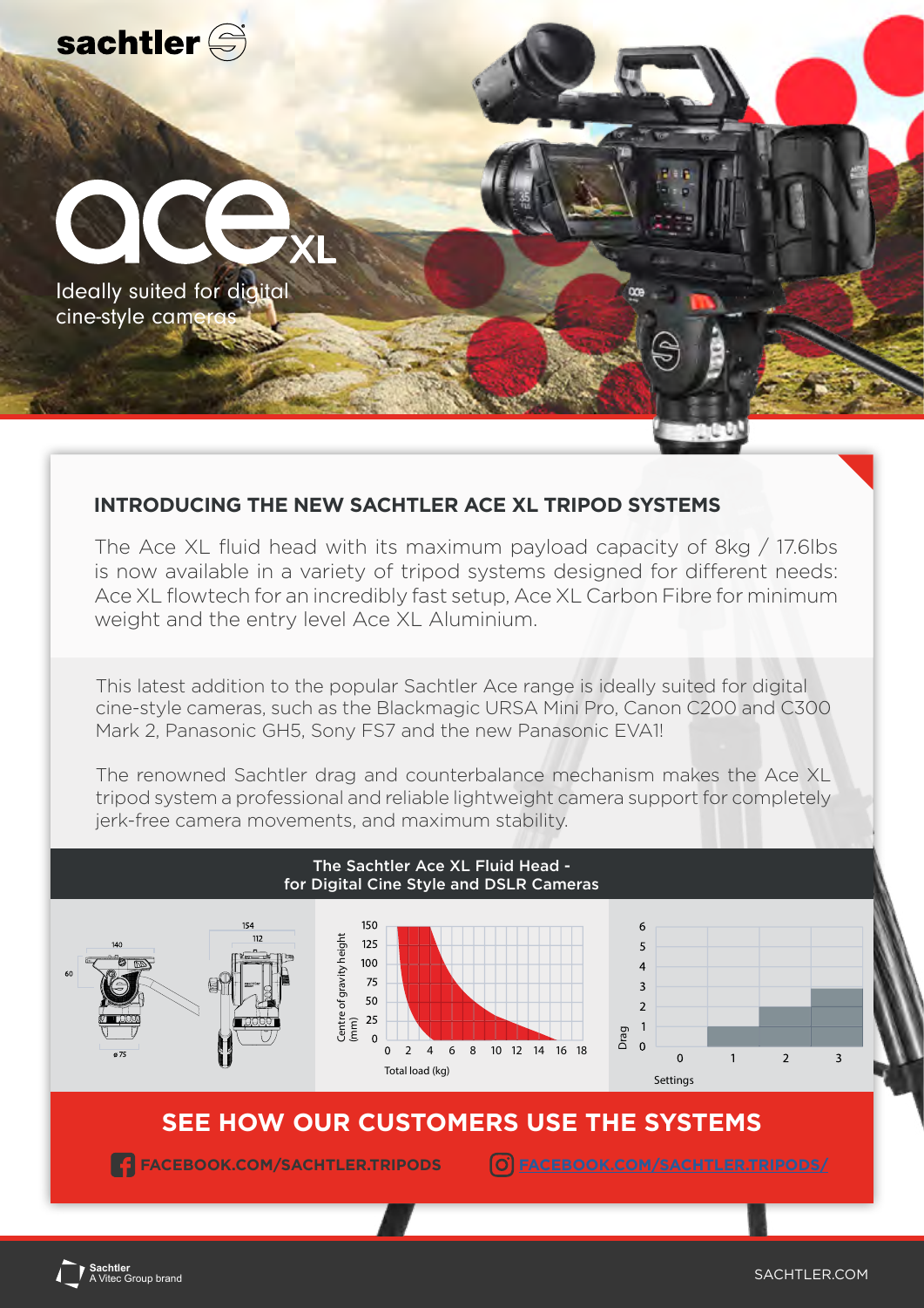sachtler

# ace XL

Ideally suited for digital cine-style cameras

## INTRODUCING THE NEW SACHTLER ACE XL TRIPOD SYSTEMS

The Ace XL fluid head with its maximum payload capacity of 8kg / 17.6lbs is now available in a variety of tripod systems designed for different needs: Ace XL flowtech for an incredibly fast setup, Ace XL Carbon Fibre for minimum weight and the entry level Ace XL Aluminium.

This latest addition to the popular Sachtler Ace range is ideally suited for digital cine-style cameras, such as the Blackmagic URSA Mini Pro, Canon C200 and C300 Mark 2, Panasonic GH5, Sony FS7 and the new Panasonic EVA1!

The renowned Sachtler drag and counterbalance mechanism makes the Ace XL tripod system a professional and reliable lightweight camera support for completely jerk-free camera movements, and maximum stability.

### The Sachtler Ace XL Fluid Head - for Digital Cine Style and DSLR Cameras

140 · 60 · ø 75 · 154 · 112

Centre of gravity height (mm): 0, 25, 50, 75, 100, 125, 150
Total load (kg): 0, 2, 4, 6, 8, 10, 12, 14, 16, 18

Drag: 0, 1, 2, 3, 4, 5, 6
Settings: 0, 1, 2, 3

## SEE HOW OUR CUSTOMERS USE THE SYSTEMS

FACEBOOK.COM/SACHTLER.TRIPODS

FACEBOOK.COM/SACHTLER.TRIPODS/

Sachtler
A Vitec Group brand

SACHTLER.COM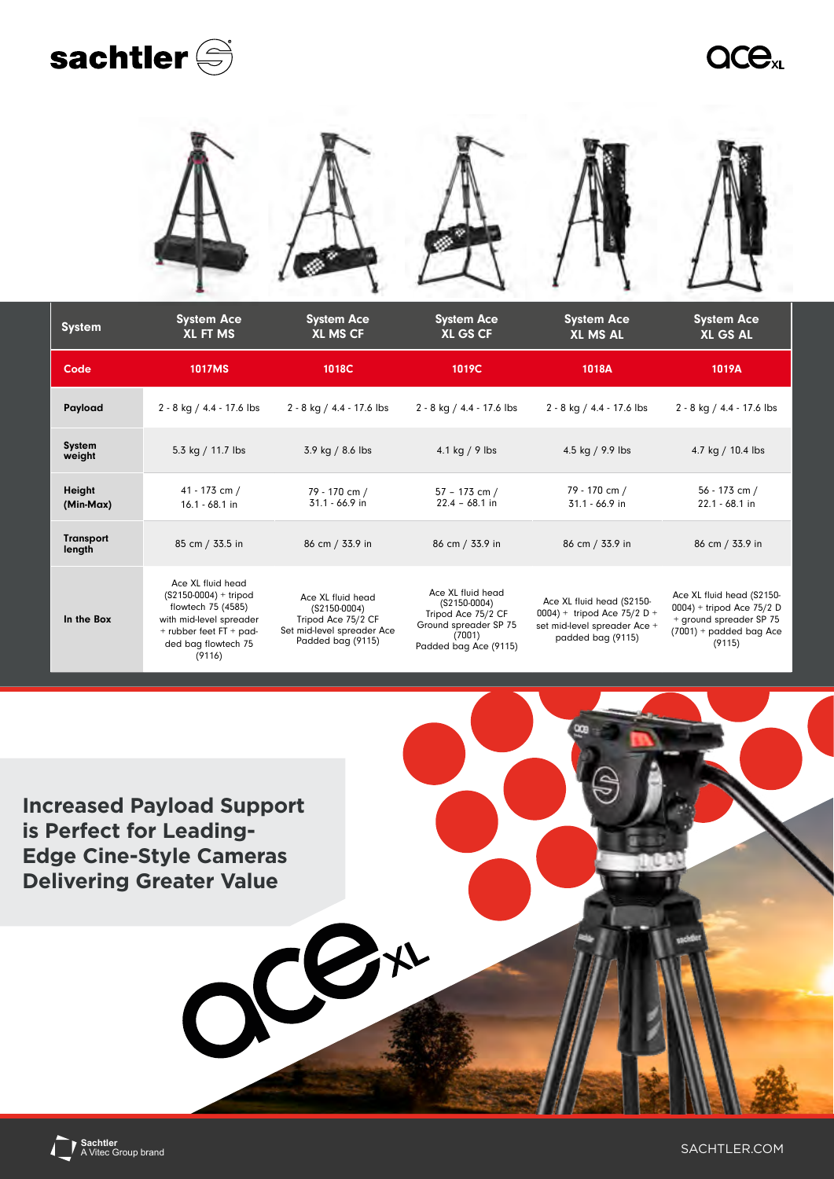| System | System Ace XL FT MS | System Ace XL MS CF | System Ace XL GS CF | System Ace XL MS AL | System Ace XL GS AL |
|---|---|---|---|---|---|
| Code | 1017MS | 1018C | 1019C | 1018A | 1019A |
| Payload | 2 - 8 kg / 4.4 - 17.6 lbs | 2 - 8 kg / 4.4 - 17.6 lbs | 2 - 8 kg / 4.4 - 17.6 lbs | 2 - 8 kg / 4.4 - 17.6 lbs | 2 - 8 kg / 4.4 - 17.6 lbs |
| System weight | 5.3 kg / 11.7 lbs | 3.9 kg / 8.6 lbs | 4.1 kg / 9 lbs | 4.5 kg / 9.9 lbs | 4.7 kg / 10.4 lbs |
| Height (Min-Max) | 41 - 173 cm / 16.1 - 68.1 in | 79 - 170 cm / 31.1 - 66.9 in | 57 – 173 cm / 22.4 – 68.1 in | 79 - 170 cm / 31.1 - 66.9 in | 56 - 173 cm / 22.1 - 68.1 in |
| Transport length | 85 cm / 33.5 in | 86 cm / 33.9 in | 86 cm / 33.9 in | 86 cm / 33.9 in | 86 cm / 33.9 in |
| In the Box | Ace XL fluid head (S2150-0004) + tripod flowtech 75 (4585) with mid-level spreader + rubber feet FT + padded bag flowtech 75 (9116) | Ace XL fluid head (S2150-0004) Tripod Ace 75/2 CF Set mid-level spreader Ace Padded bag (9115) | Ace XL fluid head (S2150-0004) Tripod Ace 75/2 CF Ground spreader SP 75 (7001) Padded bag Ace (9115) | Ace XL fluid head (S2150-0004) + tripod Ace 75/2 D + set mid-level spreader Ace + padded bag (9115) | Ace XL fluid head (S2150-0004) + tripod Ace 75/2 D + ground spreader SP 75 (7001) + padded bag Ace (9115) |

## Increased Payload Support is Perfect for Leading-Edge Cine-Style Cameras Delivering Greater Value

Sachtler
A Vitec Group brand

SACHTLER.COM